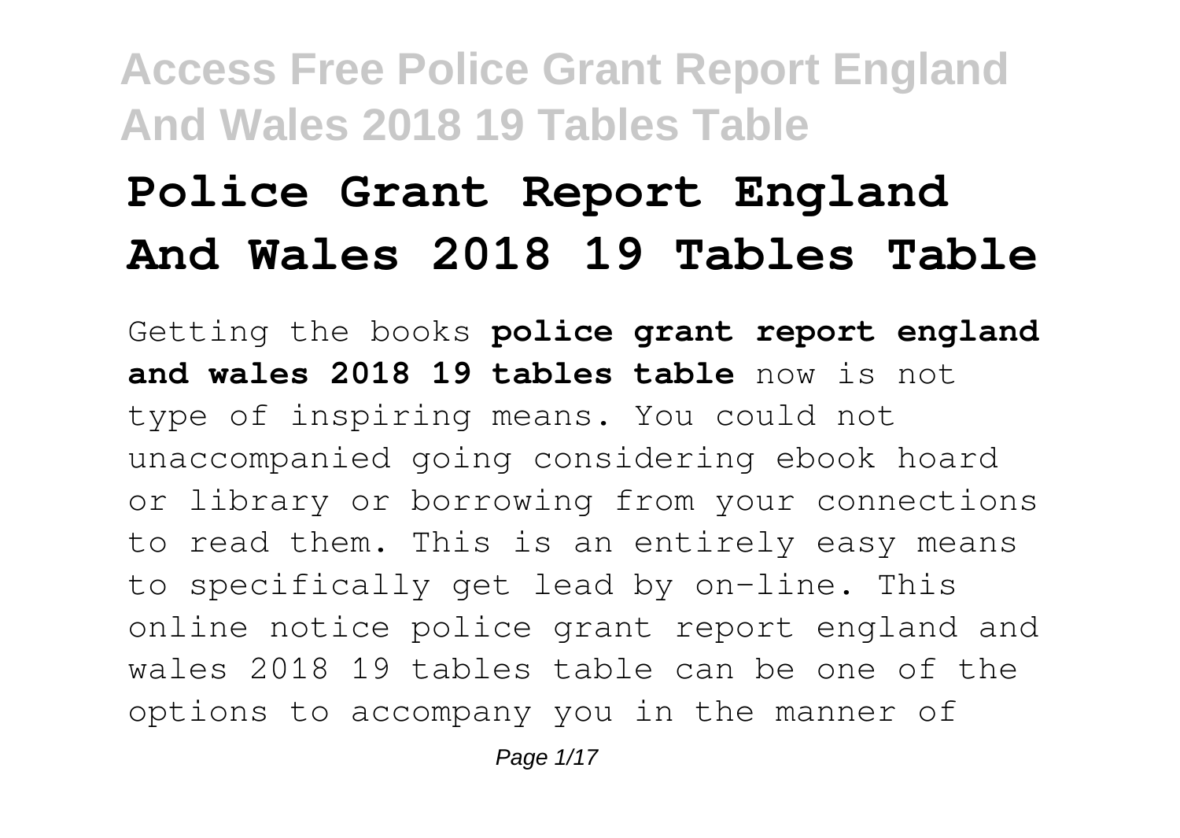# Police Grant Report England And Wales 2018 19 Tables Table

Getting the books **police grant report england and wales 2018 19 tables table** now is not type of inspiring means. You could not unaccompanied going considering ebook hoard or library or borrowing from your connections to read them. This is an entirely easy means to specifically get lead by on-line. This online notice police grant report england and wales 2018 19 tables table can be one of the options to accompany you in the manner of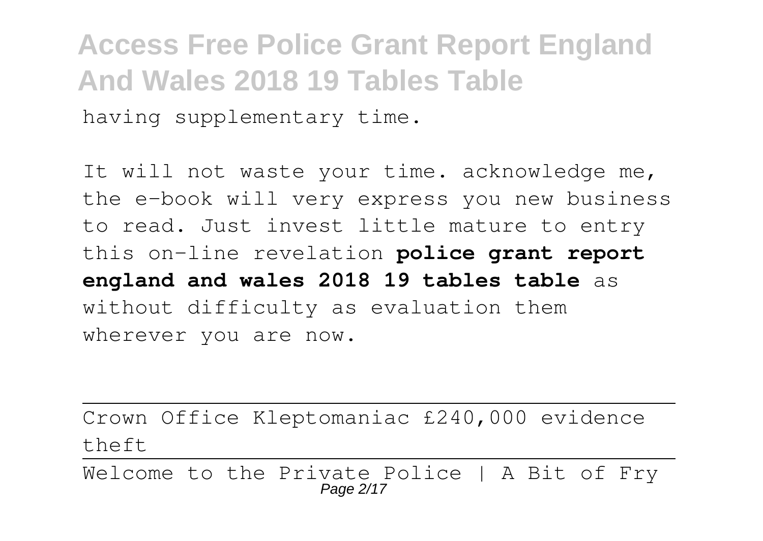having supplementary time.

It will not waste your time. acknowledge me, the e-book will very express you new business to read. Just invest little mature to entry this on-line revelation **police grant report england and wales 2018 19 tables table** as without difficulty as evaluation them wherever you are now.

---

Crown Office Kleptomaniac £240,000 evidence theft

---

Welcome to the Private Police | A Bit of Fry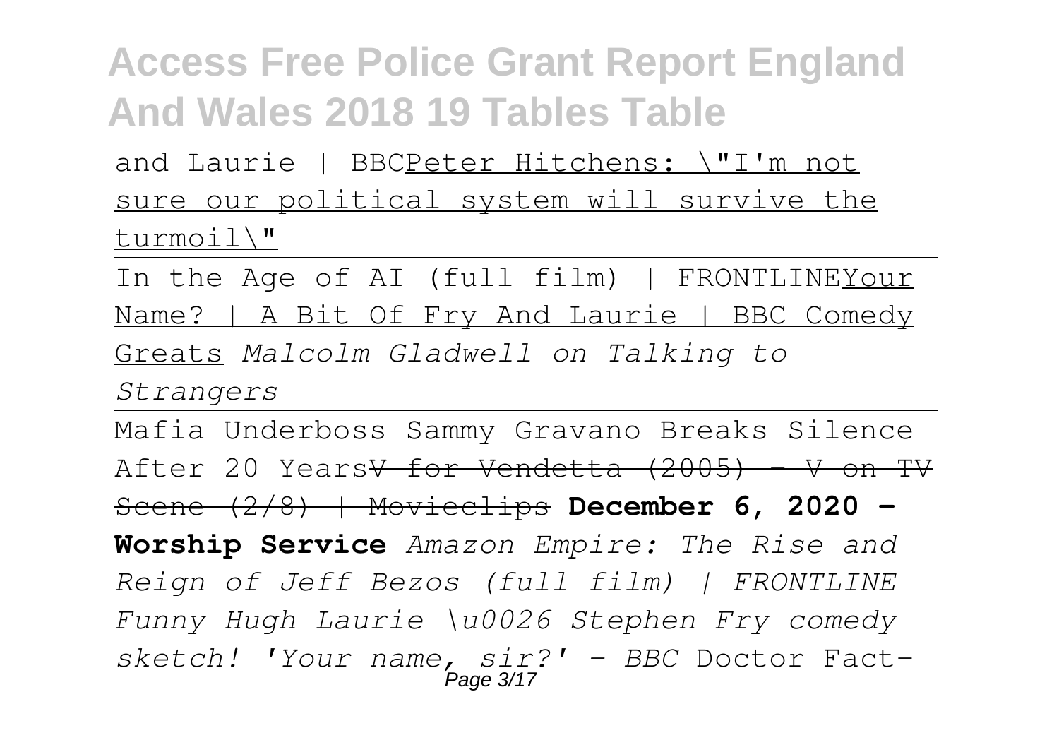and Laurie | BBCPeter Hitchens: \"I'm not sure our political system will survive the turmoil\"

---

In the Age of AI (full film) | FRONTLINEYour Name? | A Bit Of Fry And Laurie | BBC Comedy Greats *Malcolm Gladwell on Talking to Strangers*

---

Mafia Underboss Sammy Gravano Breaks Silence After 20 Years~~V for Vendetta (2005) - V on TV Scene (2/8) | Movieclips~~ **December 6, 2020 - Worship Service** *Amazon Empire: The Rise and Reign of Jeff Bezos (full film) | FRONTLINE Funny Hugh Laurie \u0026 Stephen Fry comedy sketch! 'Your name, sir?' - BBC* Doctor Fact-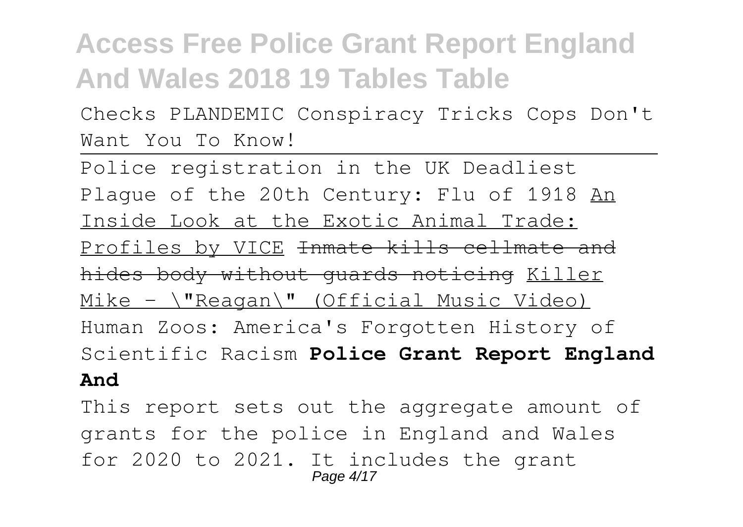Checks PLANDEMIC Conspiracy Tricks Cops Don't Want You To Know!

Police registration in the UK Deadliest Plague of the 20th Century: Flu of 1918 An Inside Look at the Exotic Animal Trade: Profiles by VICE ~~Inmate kills cellmate and hides body without guards noticing~~ Killer Mike - \"Reagan\" (Official Music Video) Human Zoos: America's Forgotten History of Scientific Racism **Police Grant Report England And**

This report sets out the aggregate amount of grants for the police in England and Wales for 2020 to 2021. It includes the grant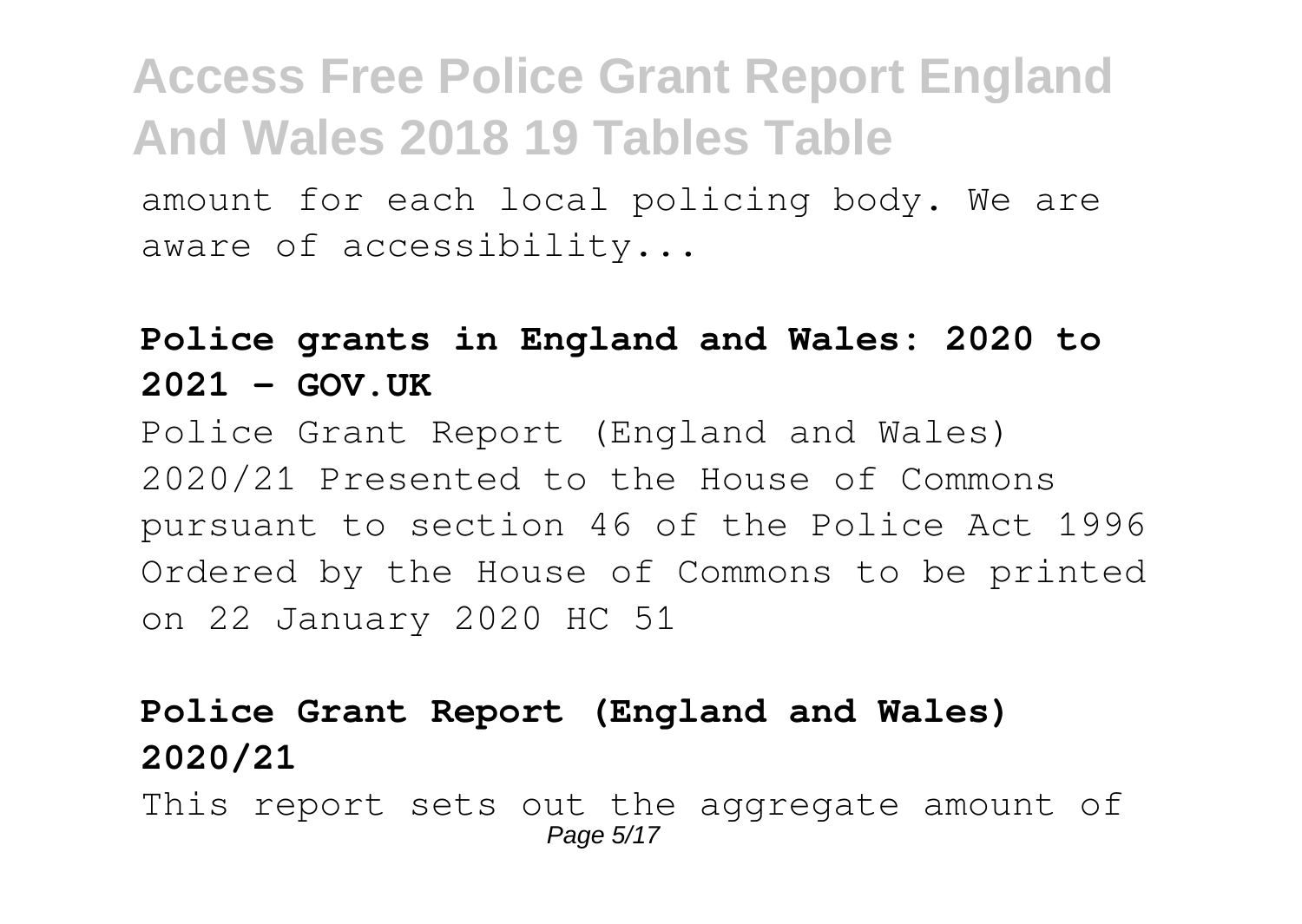amount for each local policing body. We are aware of accessibility...

**Police grants in England and Wales: 2020 to 2021 - GOV.UK**

Police Grant Report (England and Wales) 2020/21 Presented to the House of Commons pursuant to section 46 of the Police Act 1996 Ordered by the House of Commons to be printed on 22 January 2020 HC 51

**Police Grant Report (England and Wales) 2020/21**

This report sets out the aggregate amount of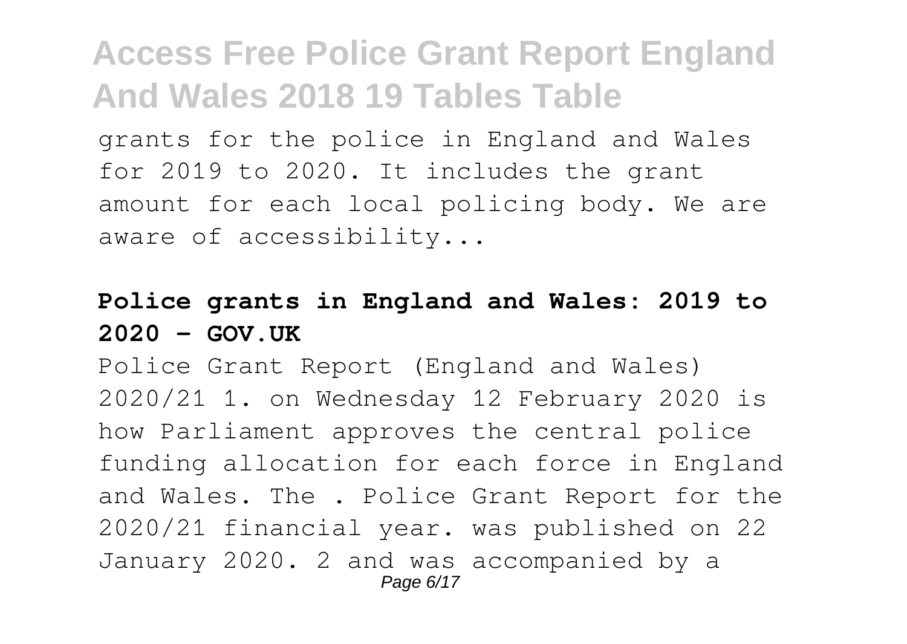grants for the police in England and Wales for 2019 to 2020. It includes the grant amount for each local policing body. We are aware of accessibility...

**Police grants in England and Wales: 2019 to 2020 - GOV.UK**

Police Grant Report (England and Wales) 2020/21 1. on Wednesday 12 February 2020 is how Parliament approves the central police funding allocation for each force in England and Wales. The . Police Grant Report for the 2020/21 financial year. was published on 22 January 2020. 2 and was accompanied by a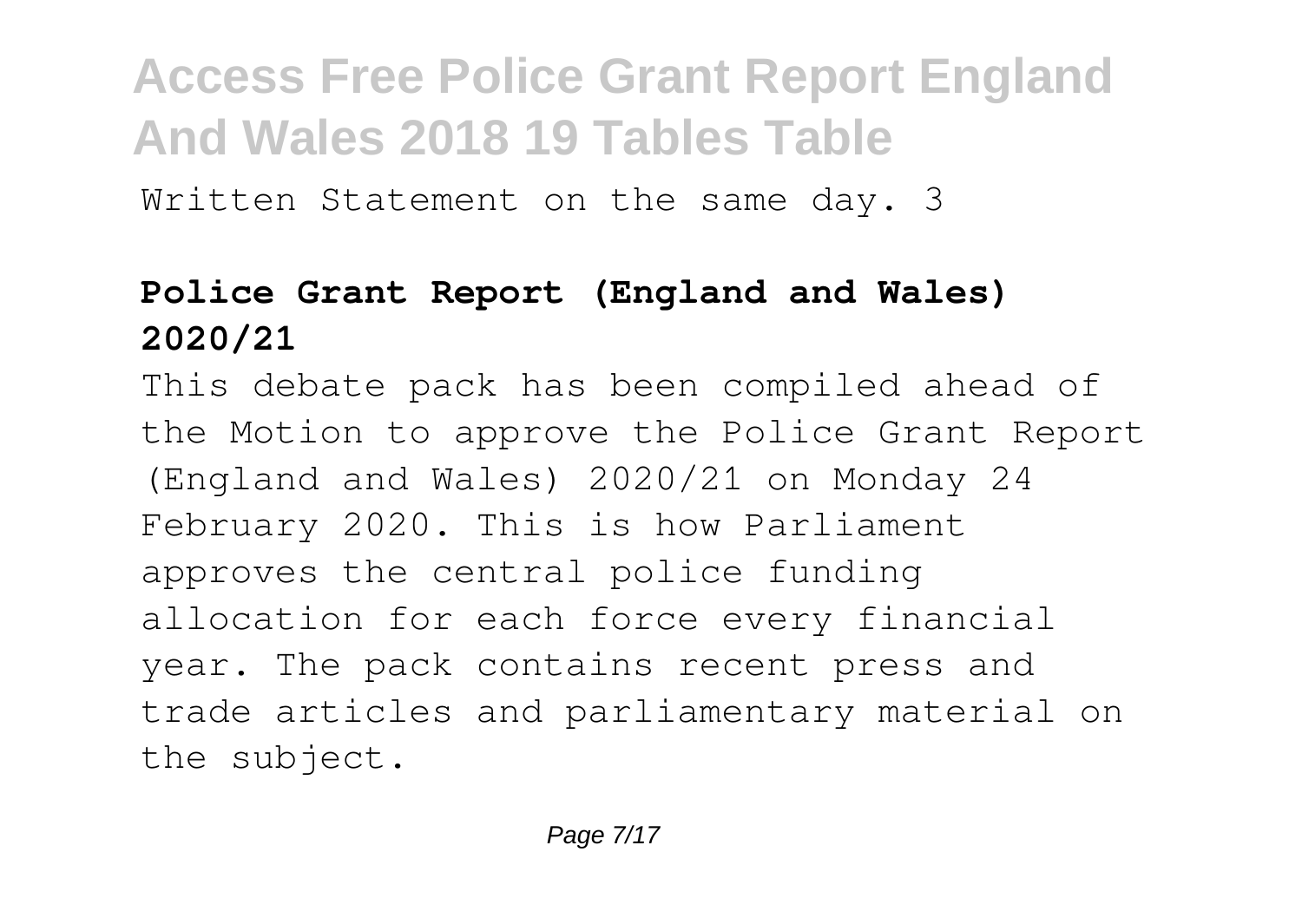Written Statement on the same day. 3

**Police Grant Report (England and Wales) 2020/21**

This debate pack has been compiled ahead of the Motion to approve the Police Grant Report (England and Wales) 2020/21 on Monday 24 February 2020. This is how Parliament approves the central police funding allocation for each force every financial year. The pack contains recent press and trade articles and parliamentary material on the subject.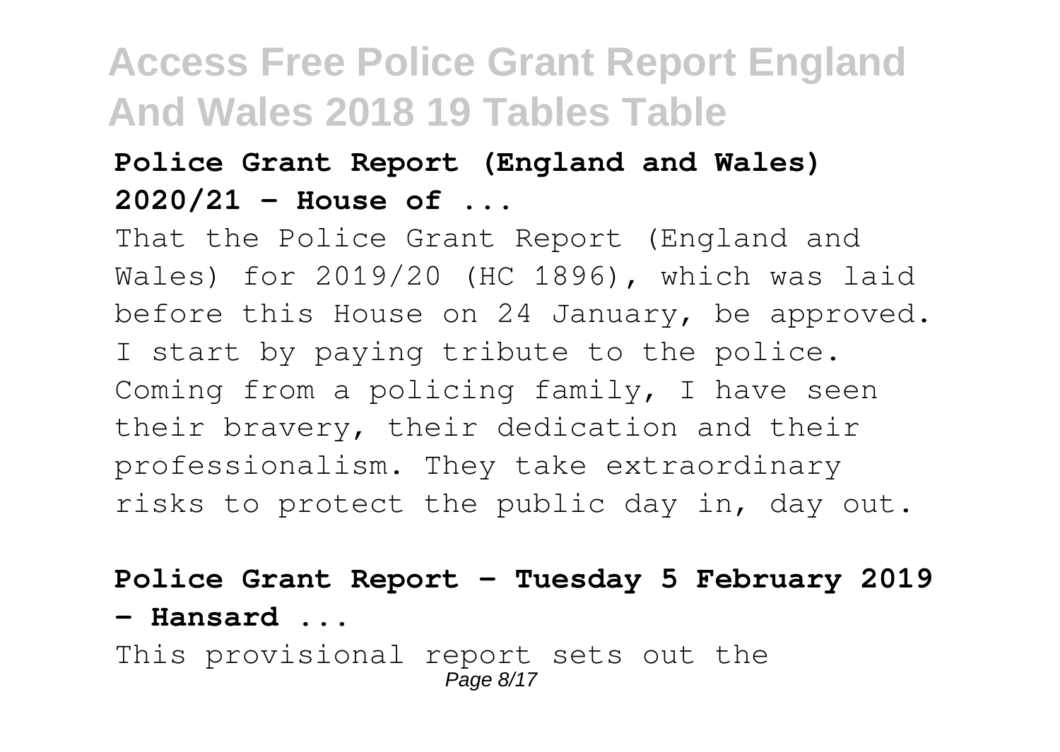### Police Grant Report (England and Wales) 2020/21 - House of ...

That the Police Grant Report (England and Wales) for 2019/20 (HC 1896), which was laid before this House on 24 January, be approved. I start by paying tribute to the police. Coming from a policing family, I have seen their bravery, their dedication and their professionalism. They take extraordinary risks to protect the public day in, day out.

### Police Grant Report - Tuesday 5 February 2019 - Hansard ...

This provisional report sets out the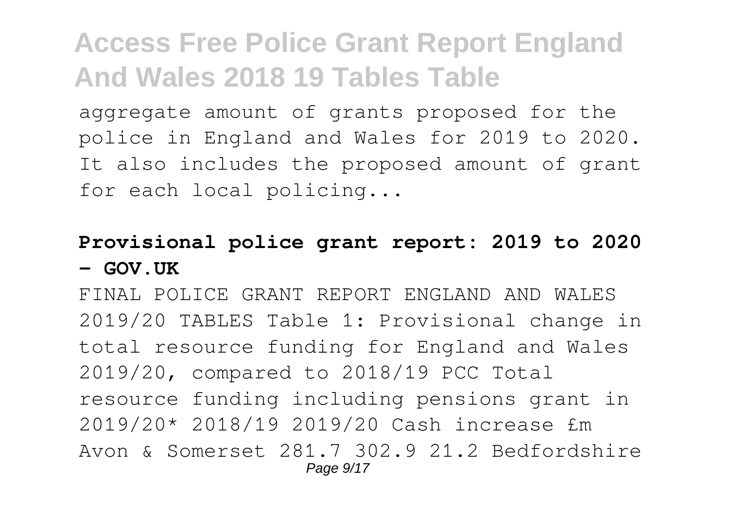aggregate amount of grants proposed for the police in England and Wales for 2019 to 2020. It also includes the proposed amount of grant for each local policing...

**Provisional police grant report: 2019 to 2020 - GOV.UK**

FINAL POLICE GRANT REPORT ENGLAND AND WALES 2019/20 TABLES Table 1: Provisional change in total resource funding for England and Wales 2019/20, compared to 2018/19 PCC Total resource funding including pensions grant in 2019/20* 2018/19 2019/20 Cash increase £m Avon & Somerset 281.7 302.9 21.2 Bedfordshire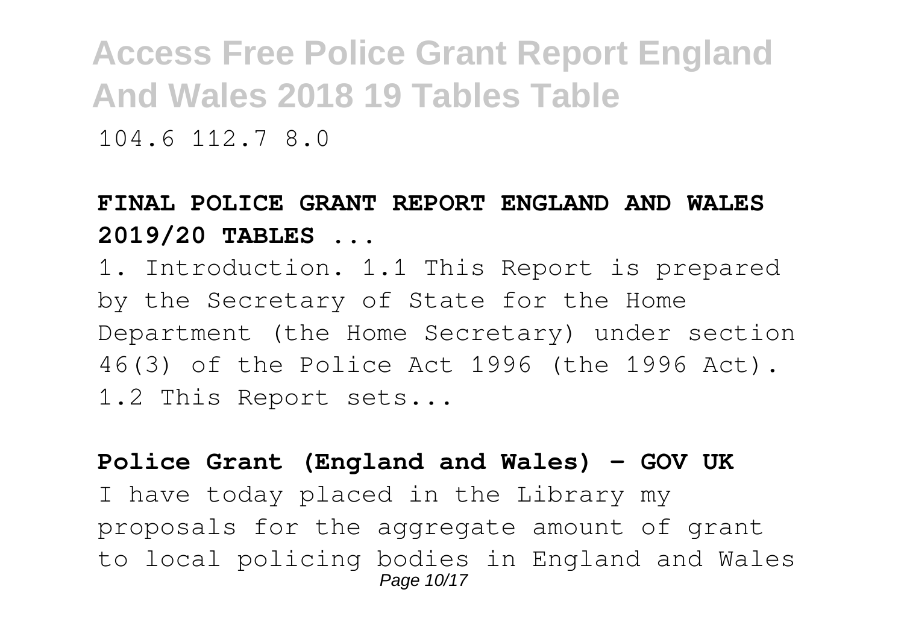104.6 112.7 8.0

**FINAL POLICE GRANT REPORT ENGLAND AND WALES 2019/20 TABLES ...**

1. Introduction. 1.1 This Report is prepared by the Secretary of State for the Home Department (the Home Secretary) under section 46(3) of the Police Act 1996 (the 1996 Act). 1.2 This Report sets...

**Police Grant (England and Wales) - GOV UK**

I have today placed in the Library my proposals for the aggregate amount of grant to local policing bodies in England and Wales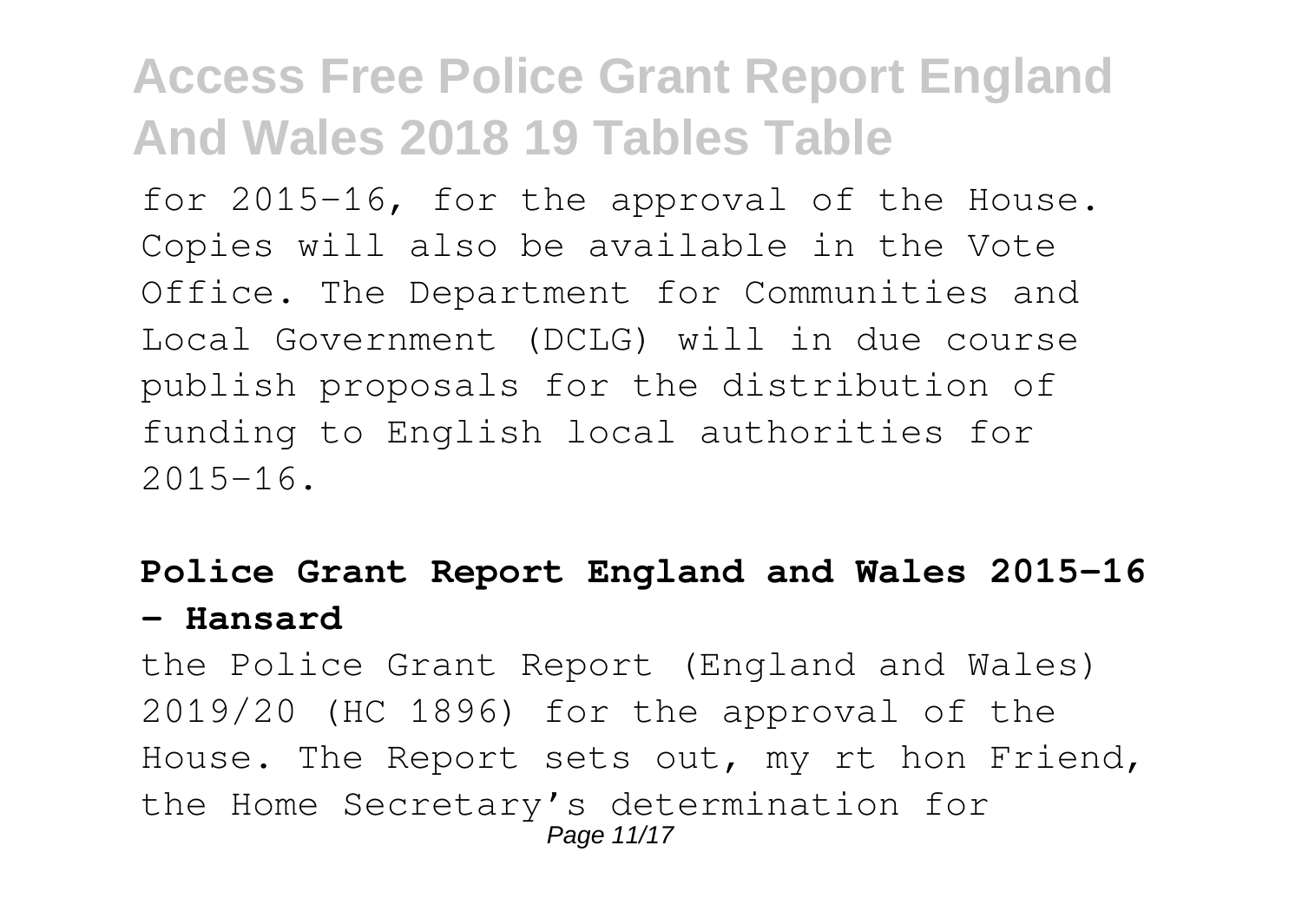for 2015-16, for the approval of the House. Copies will also be available in the Vote Office. The Department for Communities and Local Government (DCLG) will in due course publish proposals for the distribution of funding to English local authorities for 2015-16.

**Police Grant Report England and Wales 2015-16 - Hansard**

the Police Grant Report (England and Wales) 2019/20 (HC 1896) for the approval of the House. The Report sets out, my rt hon Friend, the Home Secretary's determination for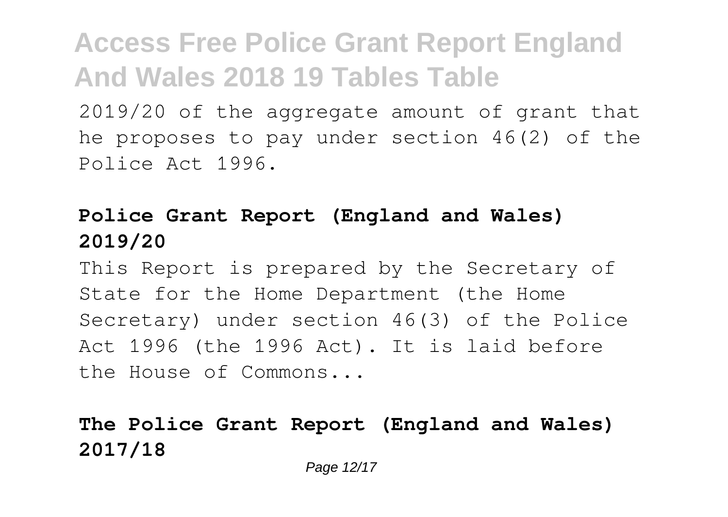2019/20 of the aggregate amount of grant that he proposes to pay under section 46(2) of the Police Act 1996.

### Police Grant Report (England and Wales) 2019/20

This Report is prepared by the Secretary of State for the Home Department (the Home Secretary) under section 46(3) of the Police Act 1996 (the 1996 Act). It is laid before the House of Commons...

### The Police Grant Report (England and Wales) 2017/18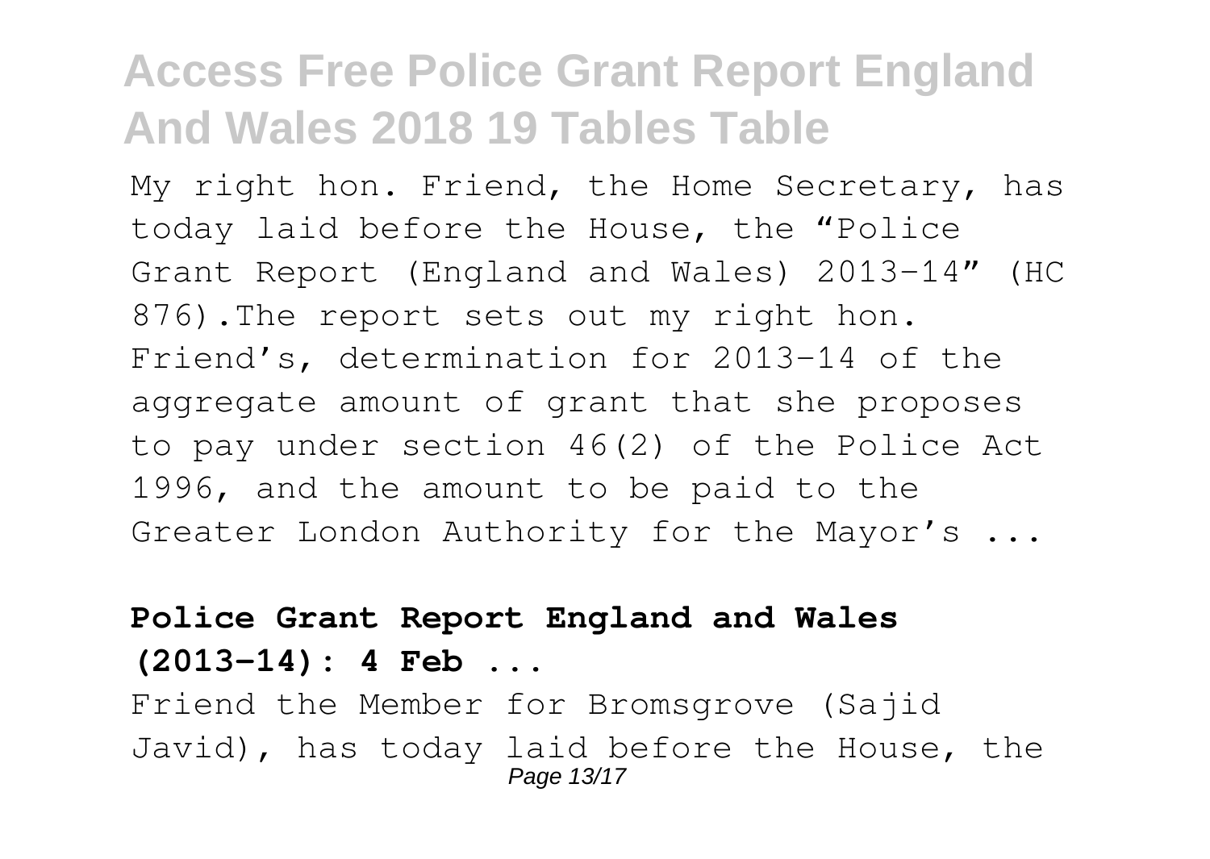My right hon. Friend, the Home Secretary, has today laid before the House, the "Police Grant Report (England and Wales) 2013–14" (HC 876).The report sets out my right hon. Friend's, determination for 2013–14 of the aggregate amount of grant that she proposes to pay under section 46(2) of the Police Act 1996, and the amount to be paid to the Greater London Authority for the Mayor's ...

**Police Grant Report England and Wales (2013-14): 4 Feb ...**

Friend the Member for Bromsgrove (Sajid Javid), has today laid before the House, the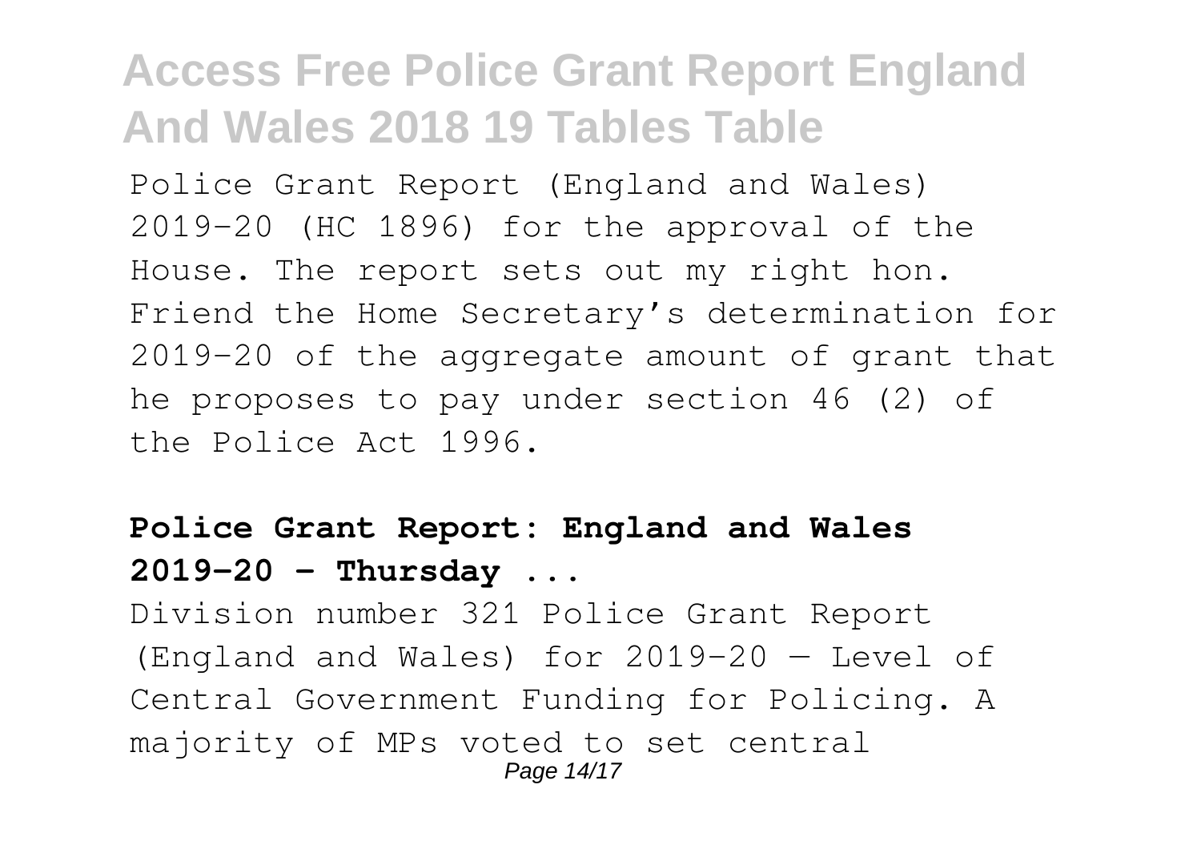Police Grant Report (England and Wales) 2019–20 (HC 1896) for the approval of the House. The report sets out my right hon. Friend the Home Secretary's determination for 2019–20 of the aggregate amount of grant that he proposes to pay under section 46 (2) of the Police Act 1996.

**Police Grant Report: England and Wales 2019–20 - Thursday ...**

Division number 321 Police Grant Report (England and Wales) for 2019-20 — Level of Central Government Funding for Policing. A majority of MPs voted to set central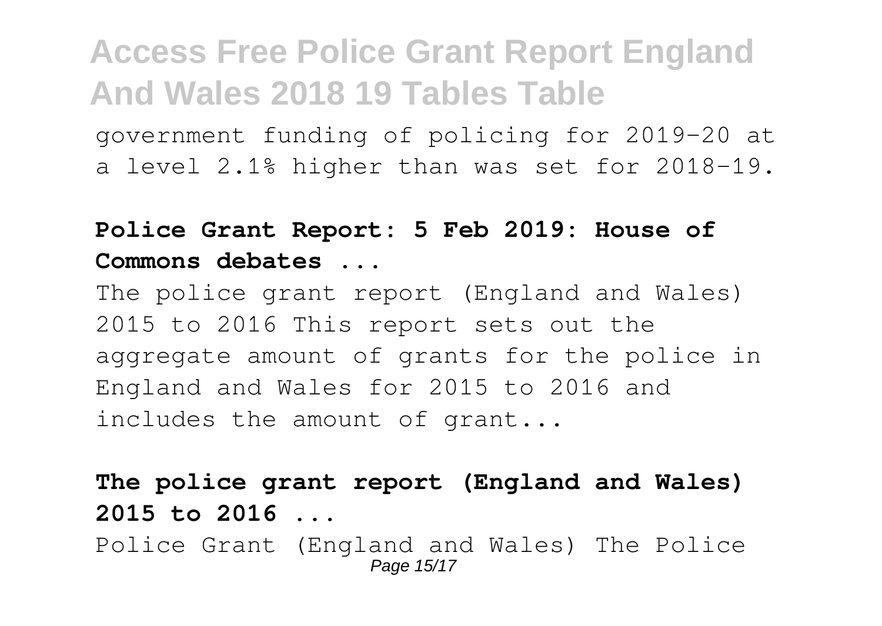government funding of policing for 2019-20 at a level 2.1% higher than was set for 2018-19.

**Police Grant Report: 5 Feb 2019: House of Commons debates ...**

The police grant report (England and Wales) 2015 to 2016 This report sets out the aggregate amount of grants for the police in England and Wales for 2015 to 2016 and includes the amount of grant...

**The police grant report (England and Wales) 2015 to 2016 ...**

Police Grant (England and Wales) The Police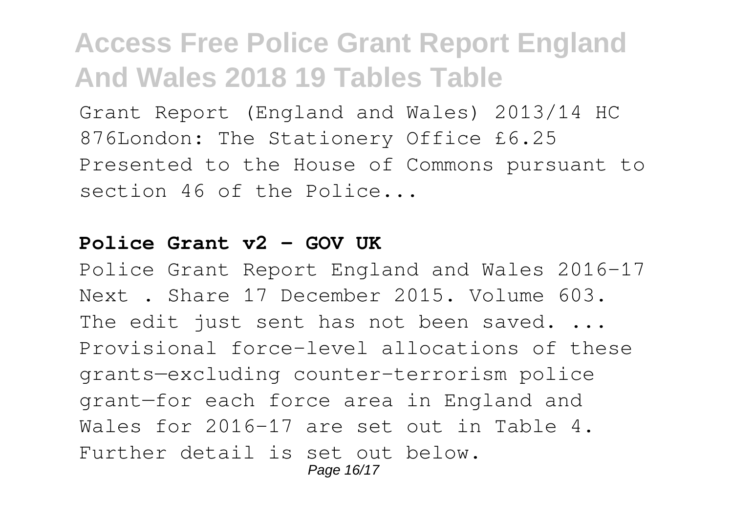Grant Report (England and Wales) 2013/14 HC 876London: The Stationery Office £6.25 Presented to the House of Commons pursuant to section 46 of the Police...

**Police Grant v2 - GOV UK**

Police Grant Report England and Wales 2016–17 Next . Share 17 December 2015. Volume 603. The edit just sent has not been saved. ... Provisional force-level allocations of these grants—excluding counter-terrorism police grant—for each force area in England and Wales for 2016–17 are set out in Table 4. Further detail is set out below.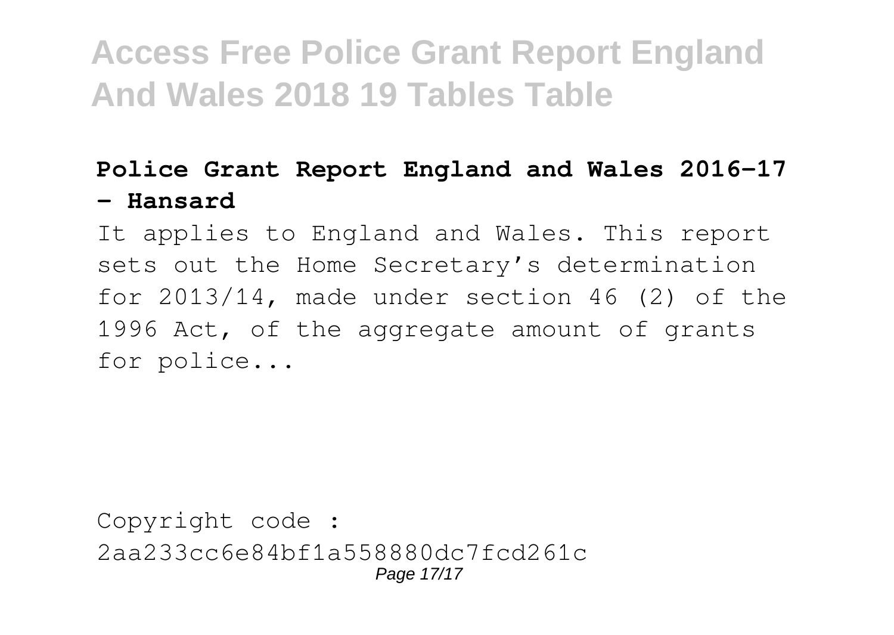**Police Grant Report England and Wales 2016-17 - Hansard**

It applies to England and Wales. This report sets out the Home Secretary's determination for 2013/14, made under section 46 (2) of the 1996 Act, of the aggregate amount of grants for police...

Copyright code : 2aa233cc6e84bf1a558880dc7fcd261c